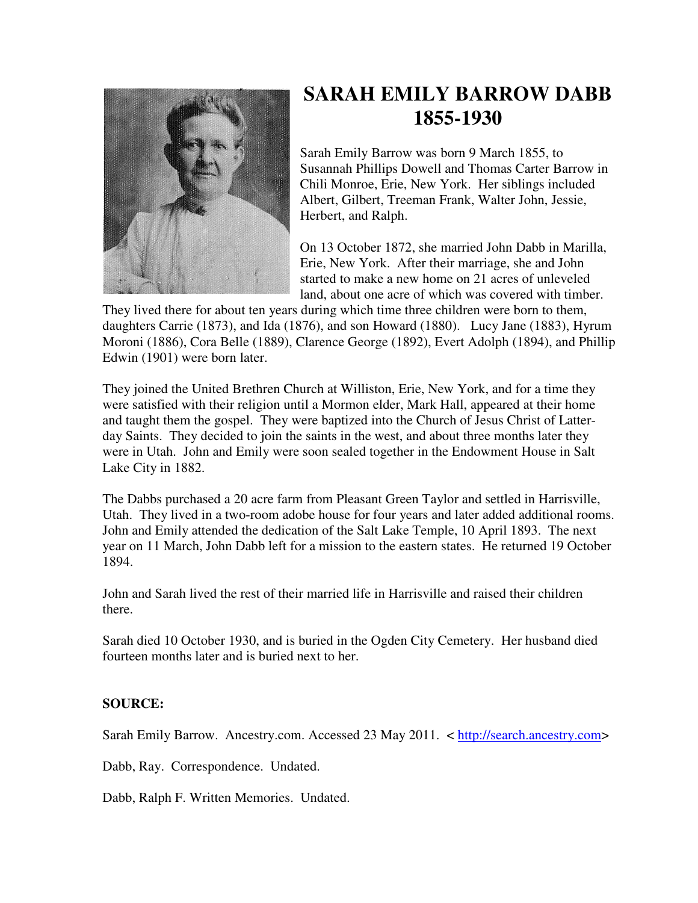# SARAH EMILY BARROW DABB
# 1855-1930

Sarah Emily Barrow was born 9 March 1855, to Susannah Phillips Dowell and Thomas Carter Barrow in Chili Monroe, Erie, New York. Her siblings included Albert, Gilbert, Treeman Frank, Walter John, Jessie, Herbert, and Ralph.

On 13 October 1872, she married John Dabb in Marilla, Erie, New York. After their marriage, she and John started to make a new home on 21 acres of unleveled land, about one acre of which was covered with timber. They lived there for about ten years during which time three children were born to them, daughters Carrie (1873), and Ida (1876), and son Howard (1880). Lucy Jane (1883), Hyrum Moroni (1886), Cora Belle (1889), Clarence George (1892), Evert Adolph (1894), and Phillip Edwin (1901) were born later.

They joined the United Brethren Church at Williston, Erie, New York, and for a time they were satisfied with their religion until a Mormon elder, Mark Hall, appeared at their home and taught them the gospel. They were baptized into the Church of Jesus Christ of Latter-day Saints. They decided to join the saints in the west, and about three months later they were in Utah. John and Emily were soon sealed together in the Endowment House in Salt Lake City in 1882.

The Dabbs purchased a 20 acre farm from Pleasant Green Taylor and settled in Harrisville, Utah. They lived in a two-room adobe house for four years and later added additional rooms. John and Emily attended the dedication of the Salt Lake Temple, 10 April 1893. The next year on 11 March, John Dabb left for a mission to the eastern states. He returned 19 October 1894.

John and Sarah lived the rest of their married life in Harrisville and raised their children there.

Sarah died 10 October 1930, and is buried in the Ogden City Cemetery. Her husband died fourteen months later and is buried next to her.

**SOURCE:**

Sarah Emily Barrow. Ancestry.com. Accessed 23 May 2011. < http://search.ancestry.com>

Dabb, Ray. Correspondence. Undated.

Dabb, Ralph F. Written Memories. Undated.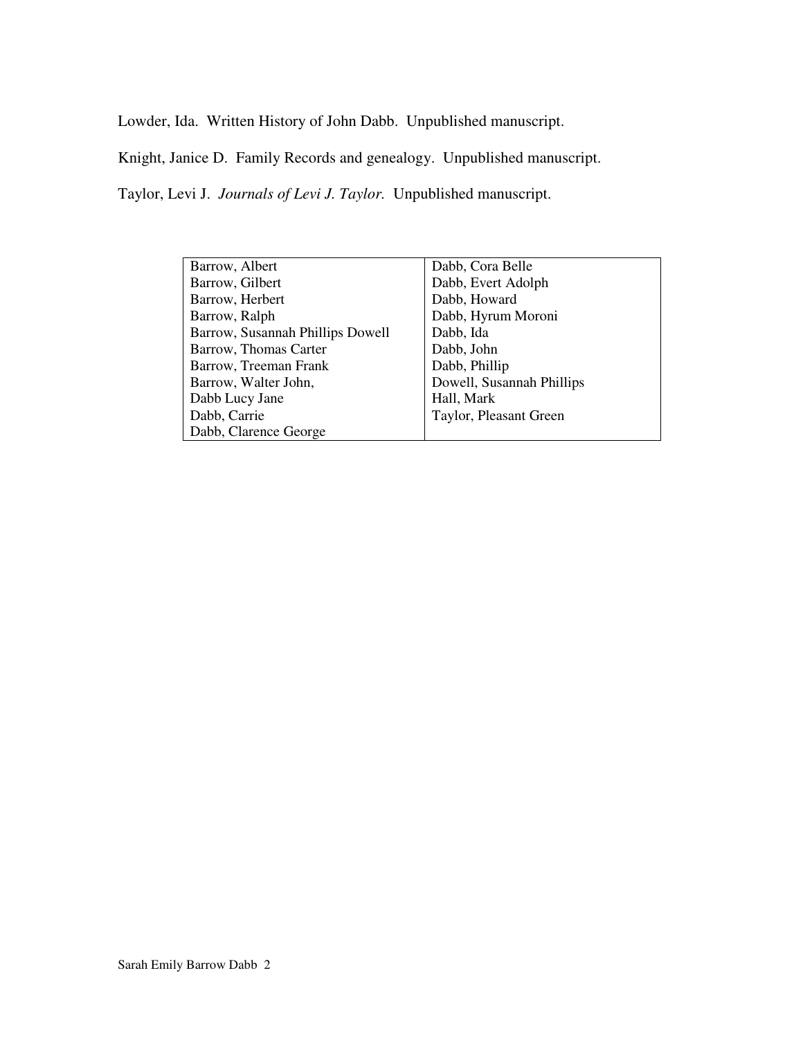Lowder, Ida. Written History of John Dabb. Unpublished manuscript.

Knight, Janice D. Family Records and genealogy. Unpublished manuscript.

Taylor, Levi J. *Journals of Levi J. Taylor.* Unpublished manuscript.

| | |
|---|---|
| Barrow, Albert | Dabb, Cora Belle |
| Barrow, Gilbert | Dabb, Evert Adolph |
| Barrow, Herbert | Dabb, Howard |
| Barrow, Ralph | Dabb, Hyrum Moroni |
| Barrow, Susannah Phillips Dowell | Dabb, Ida |
| Barrow, Thomas Carter | Dabb, John |
| Barrow, Treeman Frank | Dabb, Phillip |
| Barrow, Walter John, | Dowell, Susannah Phillips |
| Dabb Lucy Jane | Hall, Mark |
| Dabb, Carrie | Taylor, Pleasant Green |
| Dabb, Clarence George | |